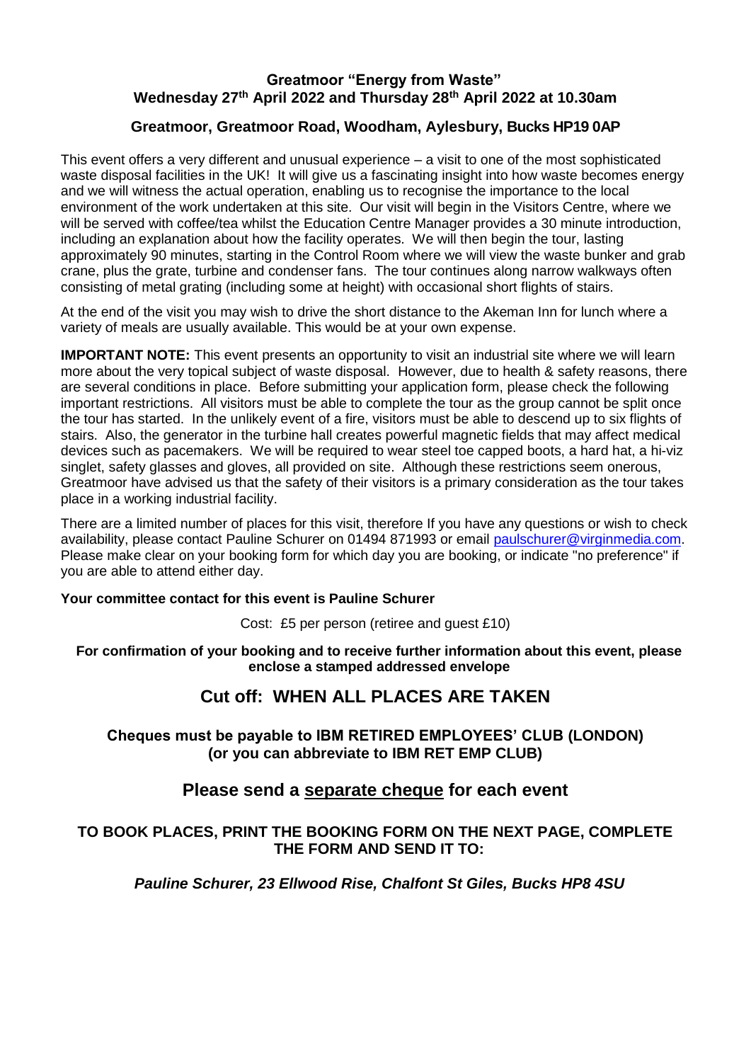**Greatmoor "Energy from Waste"**
**Wednesday 27th April 2022 and Thursday 28th April 2022 at 10.30am**

**Greatmoor, Greatmoor Road, Woodham, Aylesbury, Bucks HP19 0AP**

This event offers a very different and unusual experience – a visit to one of the most sophisticated waste disposal facilities in the UK! It will give us a fascinating insight into how waste becomes energy and we will witness the actual operation, enabling us to recognise the importance to the local environment of the work undertaken at this site. Our visit will begin in the Visitors Centre, where we will be served with coffee/tea whilst the Education Centre Manager provides a 30 minute introduction, including an explanation about how the facility operates. We will then begin the tour, lasting approximately 90 minutes, starting in the Control Room where we will view the waste bunker and grab crane, plus the grate, turbine and condenser fans. The tour continues along narrow walkways often consisting of metal grating (including some at height) with occasional short flights of stairs.

At the end of the visit you may wish to drive the short distance to the Akeman Inn for lunch where a variety of meals are usually available. This would be at your own expense.

**IMPORTANT NOTE:** This event presents an opportunity to visit an industrial site where we will learn more about the very topical subject of waste disposal. However, due to health & safety reasons, there are several conditions in place. Before submitting your application form, please check the following important restrictions. All visitors must be able to complete the tour as the group cannot be split once the tour has started. In the unlikely event of a fire, visitors must be able to descend up to six flights of stairs. Also, the generator in the turbine hall creates powerful magnetic fields that may affect medical devices such as pacemakers. We will be required to wear steel toe capped boots, a hard hat, a hi-viz singlet, safety glasses and gloves, all provided on site. Although these restrictions seem onerous, Greatmoor have advised us that the safety of their visitors is a primary consideration as the tour takes place in a working industrial facility.

There are a limited number of places for this visit, therefore If you have any questions or wish to check availability, please contact Pauline Schurer on 01494 871993 or email paulschurer@virginmedia.com. Please make clear on your booking form for which day you are booking, or indicate "no preference" if you are able to attend either day.

**Your committee contact for this event is Pauline Schurer**

Cost: £5 per person (retiree and guest £10)

**For confirmation of your booking and to receive further information about this event, please enclose a stamped addressed envelope**

## Cut off: WHEN ALL PLACES ARE TAKEN

**Cheques must be payable to IBM RETIRED EMPLOYEES' CLUB (LONDON) (or you can abbreviate to IBM RET EMP CLUB)**

## Please send a separate cheque for each event

**TO BOOK PLACES, PRINT THE BOOKING FORM ON THE NEXT PAGE, COMPLETE THE FORM AND SEND IT TO:**

***Pauline Schurer, 23 Ellwood Rise, Chalfont St Giles, Bucks HP8 4SU***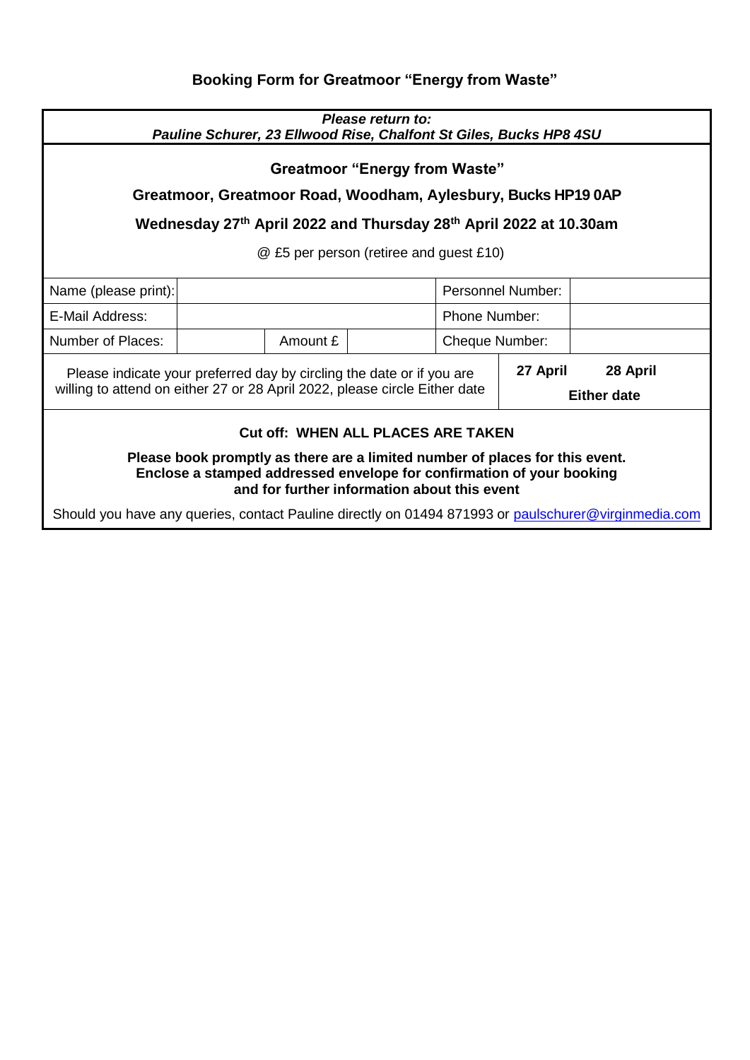## Booking Form for Greatmoor "Energy from Waste"

***Please return to:***
***Pauline Schurer, 23 Ellwood Rise, Chalfont St Giles, Bucks HP8 4SU***

**Greatmoor "Energy from Waste"**

**Greatmoor, Greatmoor Road, Woodham, Aylesbury, Bucks HP19 0AP**

**Wednesday 27th April 2022 and Thursday 28th April 2022 at 10.30am**

@ £5 per person (retiree and guest £10)

| | | | | | |
|---|---|---|---|---|---|
| Name (please print): | | | | Personnel Number: | |
| E-Mail Address: | | | | Phone Number: | |
| Number of Places: | | Amount £ | | Cheque Number: | |

| | |
|---|---|
| Please indicate your preferred day by circling the date or if you are willing to attend on either 27 or 28 April 2022, please circle Either date | **27 April** **28 April** **Either date** |

**Cut off: WHEN ALL PLACES ARE TAKEN**

**Please book promptly as there are a limited number of places for this event. Enclose a stamped addressed envelope for confirmation of your booking and for further information about this event**

Should you have any queries, contact Pauline directly on 01494 871993 or paulschurer@virginmedia.com